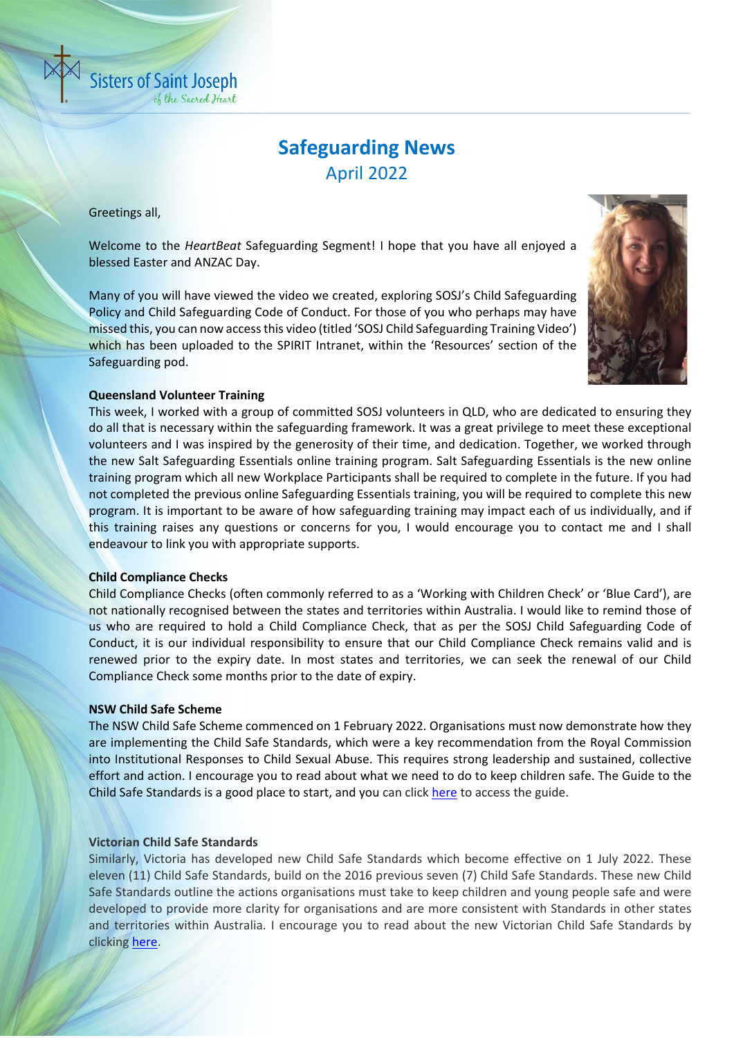Sisters of Saint Joseph
of the Sacred Heart

# Safeguarding News

## April 2022

Greetings all,

Welcome to the *HeartBeat* Safeguarding Segment! I hope that you have all enjoyed a blessed Easter and ANZAC Day.

Many of you will have viewed the video we created, exploring SOSJ's Child Safeguarding Policy and Child Safeguarding Code of Conduct. For those of you who perhaps may have missed this, you can now access this video (titled 'SOSJ Child Safeguarding Training Video') which has been uploaded to the SPIRIT Intranet, within the 'Resources' section of the Safeguarding pod.

**Queensland Volunteer Training**

This week, I worked with a group of committed SOSJ volunteers in QLD, who are dedicated to ensuring they do all that is necessary within the safeguarding framework. It was a great privilege to meet these exceptional volunteers and I was inspired by the generosity of their time, and dedication. Together, we worked through the new Salt Safeguarding Essentials online training program. Salt Safeguarding Essentials is the new online training program which all new Workplace Participants shall be required to complete in the future. If you had not completed the previous online Safeguarding Essentials training, you will be required to complete this new program. It is important to be aware of how safeguarding training may impact each of us individually, and if this training raises any questions or concerns for you, I would encourage you to contact me and I shall endeavour to link you with appropriate supports.

**Child Compliance Checks**

Child Compliance Checks (often commonly referred to as a 'Working with Children Check' or 'Blue Card'), are not nationally recognised between the states and territories within Australia. I would like to remind those of us who are required to hold a Child Compliance Check, that as per the SOSJ Child Safeguarding Code of Conduct, it is our individual responsibility to ensure that our Child Compliance Check remains valid and is renewed prior to the expiry date. In most states and territories, we can seek the renewal of our Child Compliance Check some months prior to the date of expiry.

**NSW Child Safe Scheme**

The NSW Child Safe Scheme commenced on 1 February 2022. Organisations must now demonstrate how they are implementing the Child Safe Standards, which were a key recommendation from the Royal Commission into Institutional Responses to Child Sexual Abuse. This requires strong leadership and sustained, collective effort and action. I encourage you to read about what we need to do to keep children safe. The Guide to the Child Safe Standards is a good place to start, and you can click here to access the guide.

**Victorian Child Safe Standards**

Similarly, Victoria has developed new Child Safe Standards which become effective on 1 July 2022. These eleven (11) Child Safe Standards, build on the 2016 previous seven (7) Child Safe Standards. These new Child Safe Standards outline the actions organisations must take to keep children and young people safe and were developed to provide more clarity for organisations and are more consistent with Standards in other states and territories within Australia. I encourage you to read about the new Victorian Child Safe Standards by clicking here.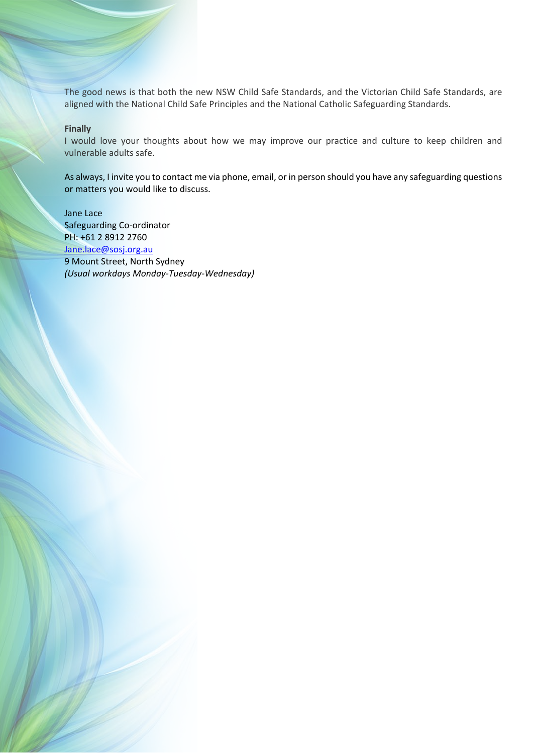The good news is that both the new NSW Child Safe Standards, and the Victorian Child Safe Standards, are aligned with the National Child Safe Principles and the National Catholic Safeguarding Standards.

**Finally**

I would love your thoughts about how we may improve our practice and culture to keep children and vulnerable adults safe.

As always, I invite you to contact me via phone, email, or in person should you have any safeguarding questions or matters you would like to discuss.

Jane Lace
Safeguarding Co-ordinator
PH: +61 2 8912 2760
Jane.lace@sosj.org.au
9 Mount Street, North Sydney
*(Usual workdays Monday-Tuesday-Wednesday)*